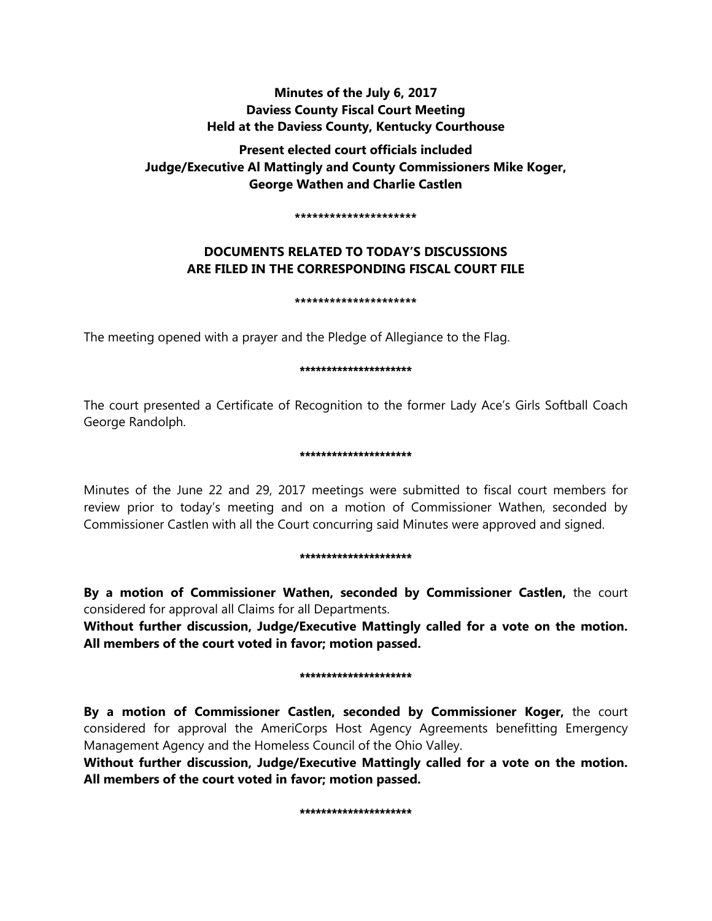**Minutes of the July 6, 2017**
**Daviess County Fiscal Court Meeting**
**Held at the Daviess County, Kentucky Courthouse**

**Present elected court officials included**
**Judge/Executive Al Mattingly and County Commissioners Mike Koger, George Wathen and Charlie Castlen**

*********************

**DOCUMENTS RELATED TO TODAY'S DISCUSSIONS ARE FILED IN THE CORRESPONDING FISCAL COURT FILE**

*********************

The meeting opened with a prayer and the Pledge of Allegiance to the Flag.

*********************

The court presented a Certificate of Recognition to the former Lady Ace's Girls Softball Coach George Randolph.

*********************

Minutes of the June 22 and 29, 2017 meetings were submitted to fiscal court members for review prior to today's meeting and on a motion of Commissioner Wathen, seconded by Commissioner Castlen with all the Court concurring said Minutes were approved and signed.

*********************

**By a motion of Commissioner Wathen, seconded by Commissioner Castlen,** the court considered for approval all Claims for all Departments.
**Without further discussion, Judge/Executive Mattingly called for a vote on the motion. All members of the court voted in favor; motion passed.**

*********************

**By a motion of Commissioner Castlen, seconded by Commissioner Koger,** the court considered for approval the AmeriCorps Host Agency Agreements benefitting Emergency Management Agency and the Homeless Council of the Ohio Valley.
**Without further discussion, Judge/Executive Mattingly called for a vote on the motion. All members of the court voted in favor; motion passed.**

*********************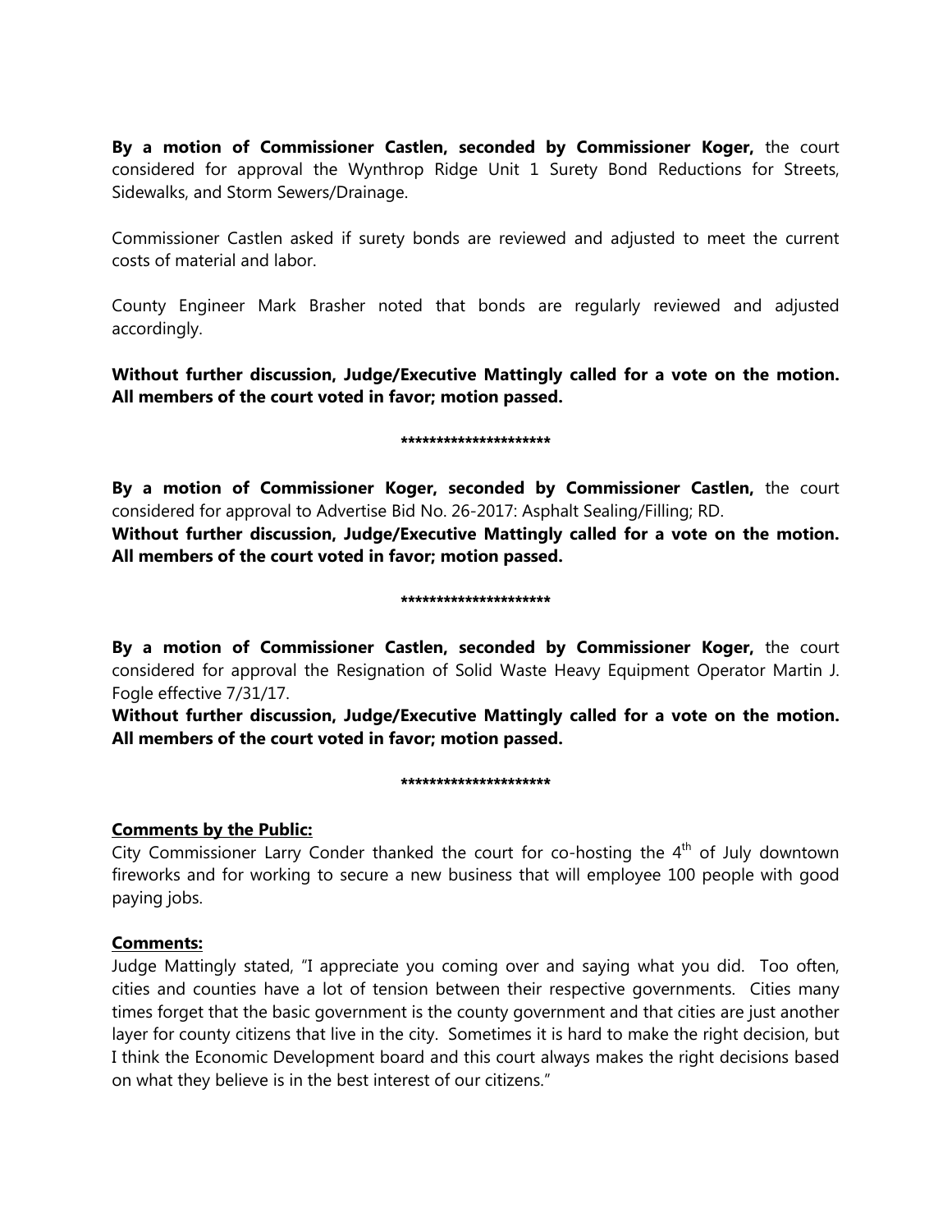**By a motion of Commissioner Castlen, seconded by Commissioner Koger,** the court considered for approval the Wynthrop Ridge Unit 1 Surety Bond Reductions for Streets, Sidewalks, and Storm Sewers/Drainage.

Commissioner Castlen asked if surety bonds are reviewed and adjusted to meet the current costs of material and labor.

County Engineer Mark Brasher noted that bonds are regularly reviewed and adjusted accordingly.

**Without further discussion, Judge/Executive Mattingly called for a vote on the motion. All members of the court voted in favor; motion passed.**

*********************

**By a motion of Commissioner Koger, seconded by Commissioner Castlen,** the court considered for approval to Advertise Bid No. 26-2017: Asphalt Sealing/Filling; RD.

**Without further discussion, Judge/Executive Mattingly called for a vote on the motion. All members of the court voted in favor; motion passed.**

*********************

**By a motion of Commissioner Castlen, seconded by Commissioner Koger,** the court considered for approval the Resignation of Solid Waste Heavy Equipment Operator Martin J. Fogle effective 7/31/17.

**Without further discussion, Judge/Executive Mattingly called for a vote on the motion. All members of the court voted in favor; motion passed.**

*********************

**Comments by the Public:**

City Commissioner Larry Conder thanked the court for co-hosting the 4th of July downtown fireworks and for working to secure a new business that will employee 100 people with good paying jobs.

**Comments:**

Judge Mattingly stated, "I appreciate you coming over and saying what you did. Too often, cities and counties have a lot of tension between their respective governments. Cities many times forget that the basic government is the county government and that cities are just another layer for county citizens that live in the city. Sometimes it is hard to make the right decision, but I think the Economic Development board and this court always makes the right decisions based on what they believe is in the best interest of our citizens."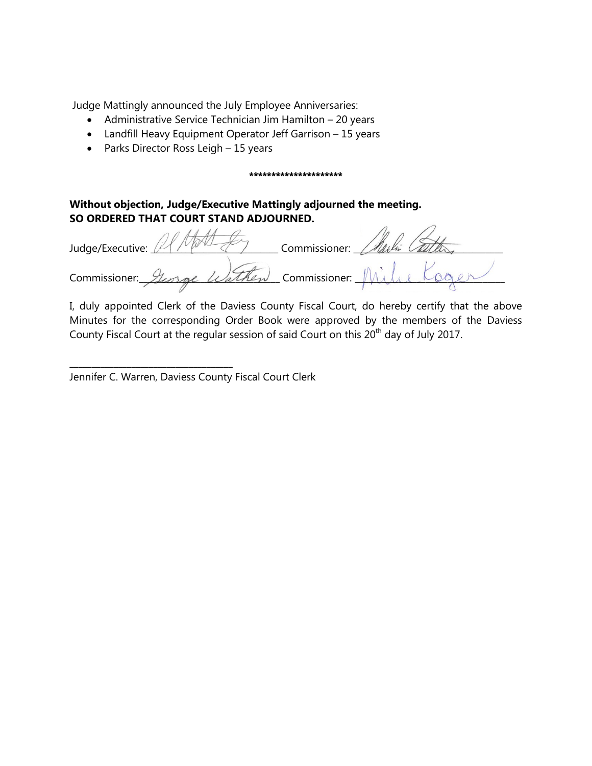Judge Mattingly announced the July Employee Anniversaries:

- Administrative Service Technician Jim Hamilton – 20 years
- Landfill Heavy Equipment Operator Jeff Garrison – 15 years
- Parks Director Ross Leigh – 15 years

*********************

**Without objection, Judge/Executive Mattingly adjourned the meeting.**
**SO ORDERED THAT COURT STAND ADJOURNED.**

Judge/Executive: ______________________ Commissioner: ______________________

Commissioner: ______________________ Commissioner: ______________________

I, duly appointed Clerk of the Daviess County Fiscal Court, do hereby certify that the above Minutes for the corresponding Order Book were approved by the members of the Daviess County Fiscal Court at the regular session of said Court on this 20th day of July 2017.

______________________________

Jennifer C. Warren, Daviess County Fiscal Court Clerk